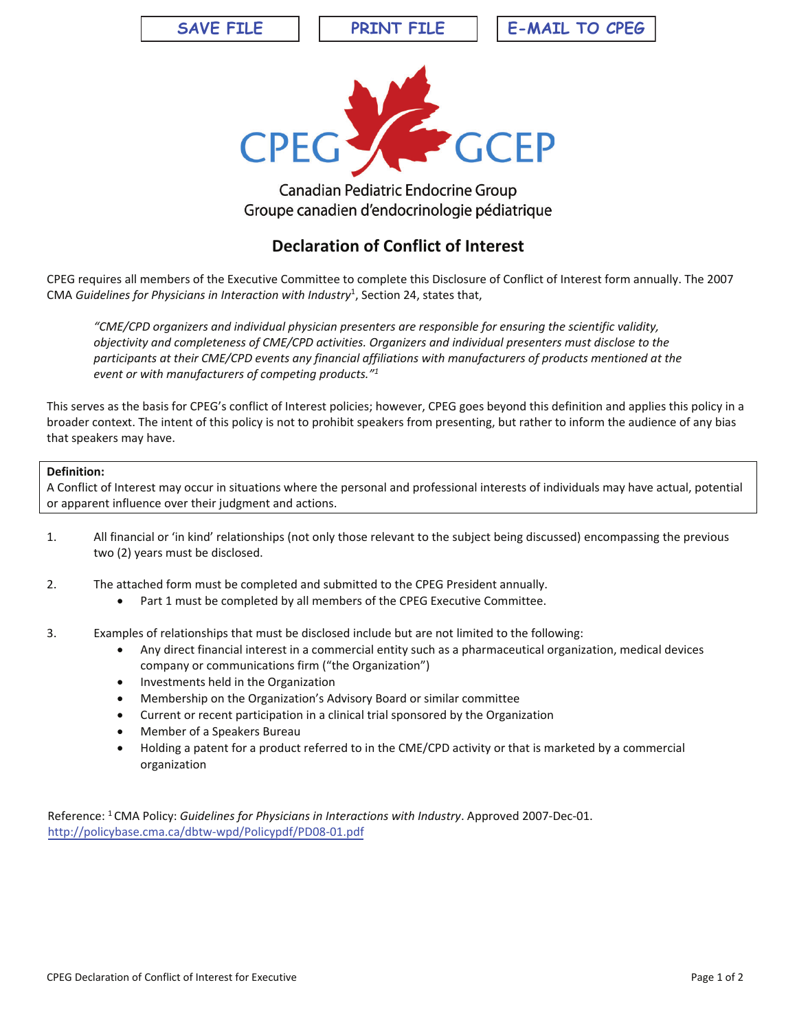SAVE FILE | PRINT FILE | E-MAIL TO CPEG

CPEG GCEP

Canadian Pediatric Endocrine Group
Groupe canadien d'endocrinologie pédiatrique

## Declaration of Conflict of Interest

CPEG requires all members of the Executive Committee to complete this Disclosure of Conflict of Interest form annually. The 2007 CMA *Guidelines for Physicians in Interaction with Industry*[1], Section 24, states that,

> *"CME/CPD organizers and individual physician presenters are responsible for ensuring the scientific validity, objectivity and completeness of CME/CPD activities. Organizers and individual presenters must disclose to the participants at their CME/CPD events any financial affiliations with manufacturers of products mentioned at the event or with manufacturers of competing products."*[1]

This serves as the basis for CPEG's conflict of Interest policies; however, CPEG goes beyond this definition and applies this policy in a broader context. The intent of this policy is not to prohibit speakers from presenting, but rather to inform the audience of any bias that speakers may have.

**Definition:**
A Conflict of Interest may occur in situations where the personal and professional interests of individuals may have actual, potential or apparent influence over their judgment and actions.

1. All financial or 'in kind' relationships (not only those relevant to the subject being discussed) encompassing the previous two (2) years must be disclosed.

2. The attached form must be completed and submitted to the CPEG President annually.
   - Part 1 must be completed by all members of the CPEG Executive Committee.

3. Examples of relationships that must be disclosed include but are not limited to the following:
   - Any direct financial interest in a commercial entity such as a pharmaceutical organization, medical devices company or communications firm ("the Organization")
   - Investments held in the Organization
   - Membership on the Organization's Advisory Board or similar committee
   - Current or recent participation in a clinical trial sponsored by the Organization
   - Member of a Speakers Bureau
   - Holding a patent for a product referred to in the CME/CPD activity or that is marketed by a commercial organization

Reference: [1] CMA Policy: *Guidelines for Physicians in Interactions with Industry*. Approved 2007-Dec-01.
http://policybase.cma.ca/dbtw-wpd/Policypdf/PD08-01.pdf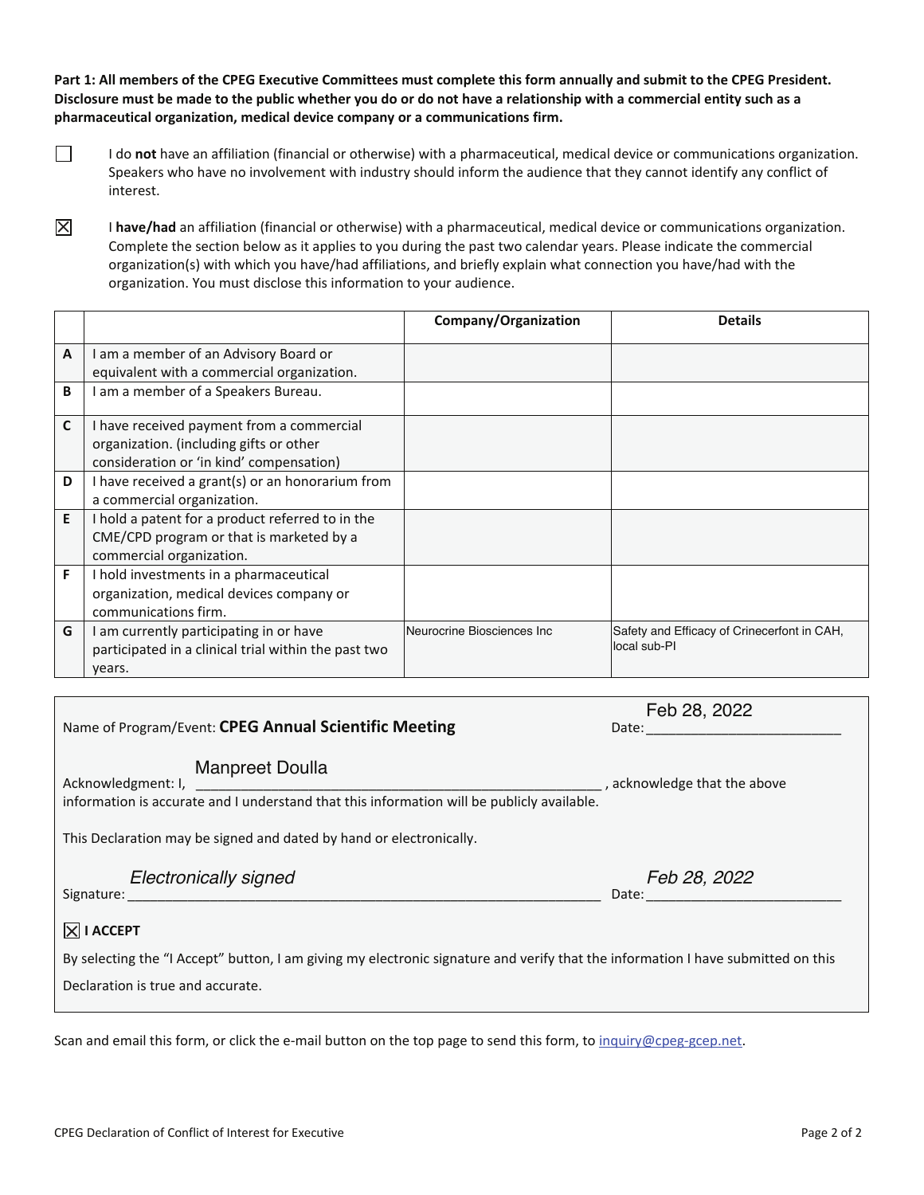**Part 1: All members of the CPEG Executive Committees must complete this form annually and submit to the CPEG President. Disclosure must be made to the public whether you do or do not have a relationship with a commercial entity such as a pharmaceutical organization, medical device company or a communications firm.**

☐ I do **not** have an affiliation (financial or otherwise) with a pharmaceutical, medical device or communications organization. Speakers who have no involvement with industry should inform the audience that they cannot identify any conflict of interest.

☒ I **have/had** an affiliation (financial or otherwise) with a pharmaceutical, medical device or communications organization. Complete the section below as it applies to you during the past two calendar years. Please indicate the commercial organization(s) with which you have/had affiliations, and briefly explain what connection you have/had with the organization. You must disclose this information to your audience.

| | | Company/Organization | Details |
|---|---|---|---|
| A | I am a member of an Advisory Board or equivalent with a commercial organization. | | |
| B | I am a member of a Speakers Bureau. | | |
| C | I have received payment from a commercial organization. (including gifts or other consideration or 'in kind' compensation) | | |
| D | I have received a grant(s) or an honorarium from a commercial organization. | | |
| E | I hold a patent for a product referred to in the CME/CPD program or that is marketed by a commercial organization. | | |
| F | I hold investments in a pharmaceutical organization, medical devices company or communications firm. | | |
| G | I am currently participating in or have participated in a clinical trial within the past two years. | Neurocrine Biosciences Inc | Safety and Efficacy of Crinecerfont in CAH, local sub-PI |

Name of Program/Event: **CPEG Annual Scientific Meeting** Date: Feb 28, 2022

Acknowledgment: I, Manpreet Doulla, acknowledge that the above information is accurate and I understand that this information will be publicly available.

This Declaration may be signed and dated by hand or electronically.

Signature: *Electronically signed* Date: *Feb 28, 2022*

☒ **I ACCEPT**

By selecting the "I Accept" button, I am giving my electronic signature and verify that the information I have submitted on this Declaration is true and accurate.

Scan and email this form, or click the e-mail button on the top page to send this form, to inquiry@cpeg-gcep.net.

CPEG Declaration of Conflict of Interest for Executive